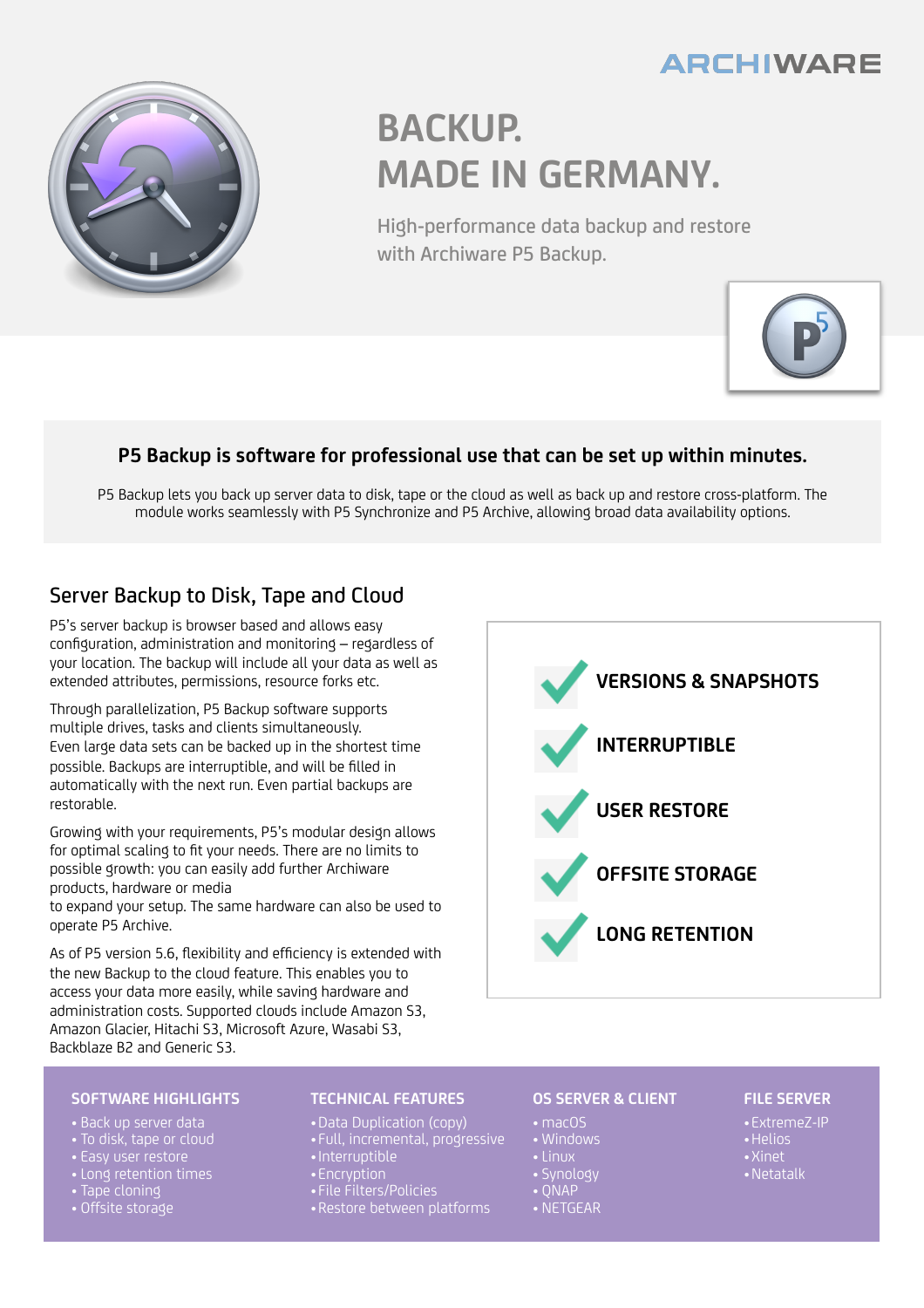ARCHIWARE

# BACKUP.
# MADE IN GERMANY.

High-performance data backup and restore with Archiware P5 Backup.

**P5 Backup is software for professional use that can be set up within minutes.**

P5 Backup lets you back up server data to disk, tape or the cloud as well as back up and restore cross-platform. The module works seamlessly with P5 Synchronize and P5 Archive, allowing broad data availability options.

## Server Backup to Disk, Tape and Cloud

P5's server backup is browser based and allows easy configuration, administration and monitoring – regardless of your location. The backup will include all your data as well as extended attributes, permissions, resource forks etc.

Through parallelization, P5 Backup software supports multiple drives, tasks and clients simultaneously. Even large data sets can be backed up in the shortest time possible. Backups are interruptible, and will be filled in automatically with the next run. Even partial backups are restorable.

Growing with your requirements, P5's modular design allows for optimal scaling to fit your needs. There are no limits to possible growth: you can easily add further Archiware products, hardware or media to expand your setup. The same hardware can also be used to operate P5 Archive.

As of P5 version 5.6, flexibility and efficiency is extended with the new Backup to the cloud feature. This enables you to access your data more easily, while saving hardware and administration costs. Supported clouds include Amazon S3, Amazon Glacier, Hitachi S3, Microsoft Azure, Wasabi S3, Backblaze B2 and Generic S3.

- ✔ **VERSIONS & SNAPSHOTS**
- ✔ **INTERRUPTIBLE**
- ✔ **USER RESTORE**
- ✔ **OFFSITE STORAGE**
- ✔ **LONG RETENTION**

### SOFTWARE HIGHLIGHTS

- Back up server data
- To disk, tape or cloud
- Easy user restore
- Long retention times
- Tape cloning
- Offsite storage

### TECHNICAL FEATURES

- Data Duplication (copy)
- Full, incremental, progressive
- Interruptible
- Encryption
- File Filters/Policies
- Restore between platforms

### OS SERVER & CLIENT

- macOS
- Windows
- Linux
- Synology
- QNAP
- NETGEAR

### FILE SERVER

- ExtremeZ-IP
- Helios
- Xinet
- Netatalk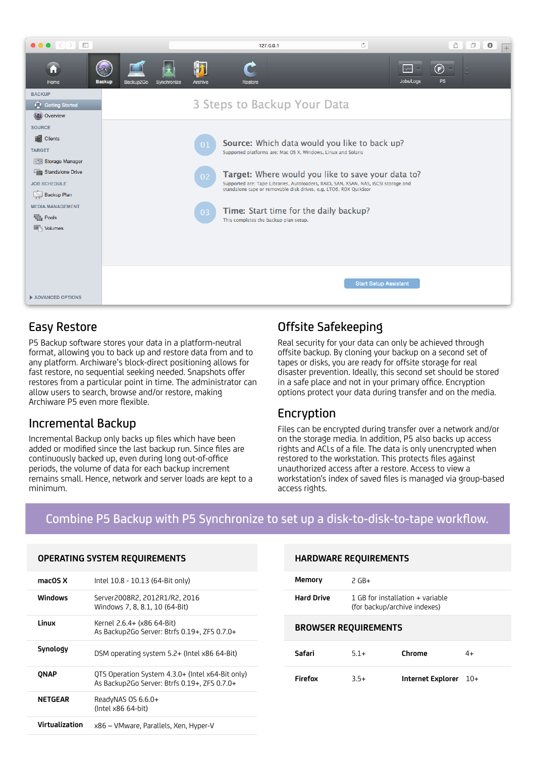3 Steps to Backup Your Data

01 **Source:** Which data would you like to back up?
Supported platforms are: Mac OS X, Windows, Linux and Solaris

02 **Target:** Where would you like to save your data to?
Supported are: Tape Libraries, Autoloaders, RAID, SAN, XSAN, NAS, iSCSI storage and standalone tape or removable disk drives, e.g. LTO6, RDX QuikStor

03 **Time:** Start time for the daily backup?
This completes the backup plan setup.

Start Setup Assistant

## Easy Restore

P5 Backup software stores your data in a platform-neutral format, allowing you to back up and restore data from and to any platform. Archiware's block-direct positioning allows for fast restore, no sequential seeking needed. Snapshots offer restores from a particular point in time. The administrator can allow users to search, browse and/or restore, making Archiware P5 even more flexible.

## Incremental Backup

Incremental Backup only backs up files which have been added or modified since the last backup run. Since files are continuously backed up, even during long out-of-office periods, the volume of data for each backup increment remains small. Hence, network and server loads are kept to a minimum.

## Offsite Safekeeping

Real security for your data can only be achieved through offsite backup. By cloning your backup on a second set of tapes or disks, you are ready for offsite storage for real disaster prevention. Ideally, this second set should be stored in a safe place and not in your primary office. Encryption options protect your data during transfer and on the media.

## Encryption

Files can be encrypted during transfer over a network and/or on the storage media. In addition, P5 also backs up access rights and ACLs of a file. The data is only unencrypted when restored to the workstation. This protects files against unauthorized access after a restore. Access to view a workstation's index of saved files is managed via group-based access rights.

**Combine P5 Backup with P5 Synchronize to set up a disk-to-disk-to-tape workflow.**

## OPERATING SYSTEM REQUIREMENTS

| | |
|---|---|
| **macOS X** | Intel 10.8 - 10.13 (64-Bit only) |
| **Windows** | Server2008R2, 2012R1/R2, 2016<br>Windows 7, 8, 8.1, 10 (64-Bit) |
| **Linux** | Kernel 2.6.4+ (x86 64-Bit)<br>As Backup2Go Server: Btrfs 0.19+, ZFS 0.7.0+ |
| **Synology** | DSM operating system 5.2+ (Intel x86 64-Bit) |
| **QNAP** | QTS Operation System 4.3.0+ (Intel x64-Bit only)<br>As Backup2Go Server: Btrfs 0.19+, ZFS 0.7.0+ |
| **NETGEAR** | ReadyNAS OS 6.6.0+<br>(Intel x86 64-bit) |
| **Virtualization** | x86 – VMware, Parallels, Xen, Hyper-V |

## HARDWARE REQUIREMENTS

| | |
|---|---|
| **Memory** | 2 GB+ |
| **Hard Drive** | 1 GB for installation + variable<br>(for backup/archive indexes) |

## BROWSER REQUIREMENTS

| | | | |
|---|---|---|---|
| **Safari** | 5.1+ | **Chrome** | 4+ |
| **Firefox** | 3.5+ | **Internet Explorer** | 10+ |